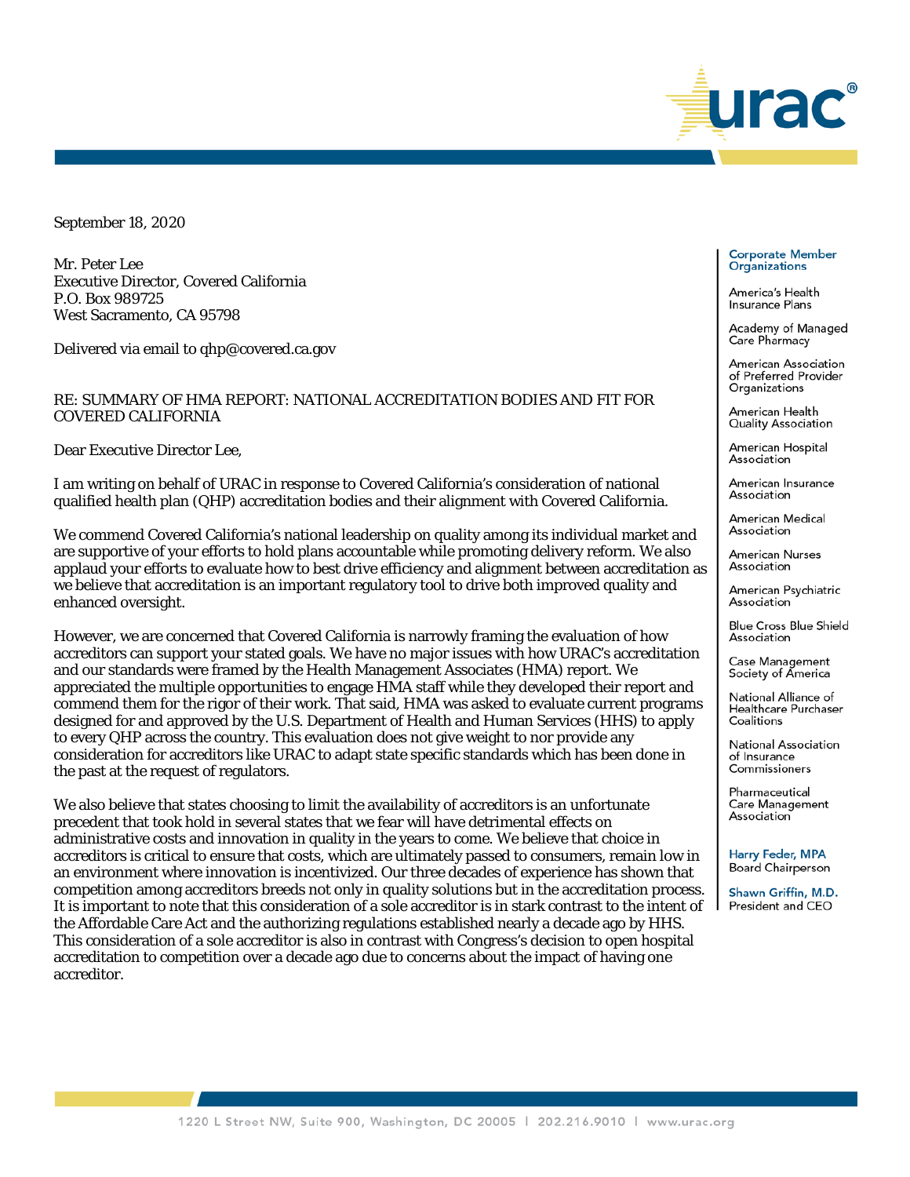September 18, 2020

Mr. Peter Lee
Executive Director, Covered California
P.O. Box 989725
West Sacramento, CA 95798

Delivered via email to qhp@covered.ca.gov

RE: SUMMARY OF HMA REPORT: NATIONAL ACCREDITATION BODIES AND FIT FOR COVERED CALIFORNIA

Dear Executive Director Lee,

I am writing on behalf of URAC in response to Covered California's consideration of national qualified health plan (QHP) accreditation bodies and their alignment with Covered California.

We commend Covered California's national leadership on quality among its individual market and are supportive of your efforts to hold plans accountable while promoting delivery reform. We also applaud your efforts to evaluate how to best drive efficiency and alignment between accreditation as we believe that accreditation is an important regulatory tool to drive both improved quality and enhanced oversight.

However, we are concerned that Covered California is narrowly framing the evaluation of how accreditors can support your stated goals. We have no major issues with how URAC's accreditation and our standards were framed by the Health Management Associates (HMA) report. We appreciated the multiple opportunities to engage HMA staff while they developed their report and commend them for the rigor of their work. That said, HMA was asked to evaluate current programs designed for and approved by the U.S. Department of Health and Human Services (HHS) to apply to every QHP across the country. This evaluation does not give weight to nor provide any consideration for accreditors like URAC to adapt state specific standards which has been done in the past at the request of regulators.

We also believe that states choosing to limit the availability of accreditors is an unfortunate precedent that took hold in several states that we fear will have detrimental effects on administrative costs and innovation in quality in the years to come. We believe that choice in accreditors is critical to ensure that costs, which are ultimately passed to consumers, remain low in an environment where innovation is incentivized. Our three decades of experience has shown that competition among accreditors breeds not only in quality solutions but in the accreditation process. It is important to note that this consideration of a sole accreditor is in stark contrast to the intent of the Affordable Care Act and the authorizing regulations established nearly a decade ago by HHS. This consideration of a sole accreditor is also in contrast with Congress's decision to open hospital accreditation to competition over a decade ago due to concerns about the impact of having one accreditor.

**Corporate Member Organizations**

America's Health Insurance Plans
Academy of Managed Care Pharmacy
American Association of Preferred Provider Organizations
American Health Quality Association
American Hospital Association
American Insurance Association
American Medical Association
American Nurses Association
American Psychiatric Association
Blue Cross Blue Shield Association
Case Management Society of America
National Alliance of Healthcare Purchaser Coalitions
National Association of Insurance Commissioners
Pharmaceutical Care Management Association

Harry Feder, MPA
Board Chairperson

Shawn Griffin, M.D.
President and CEO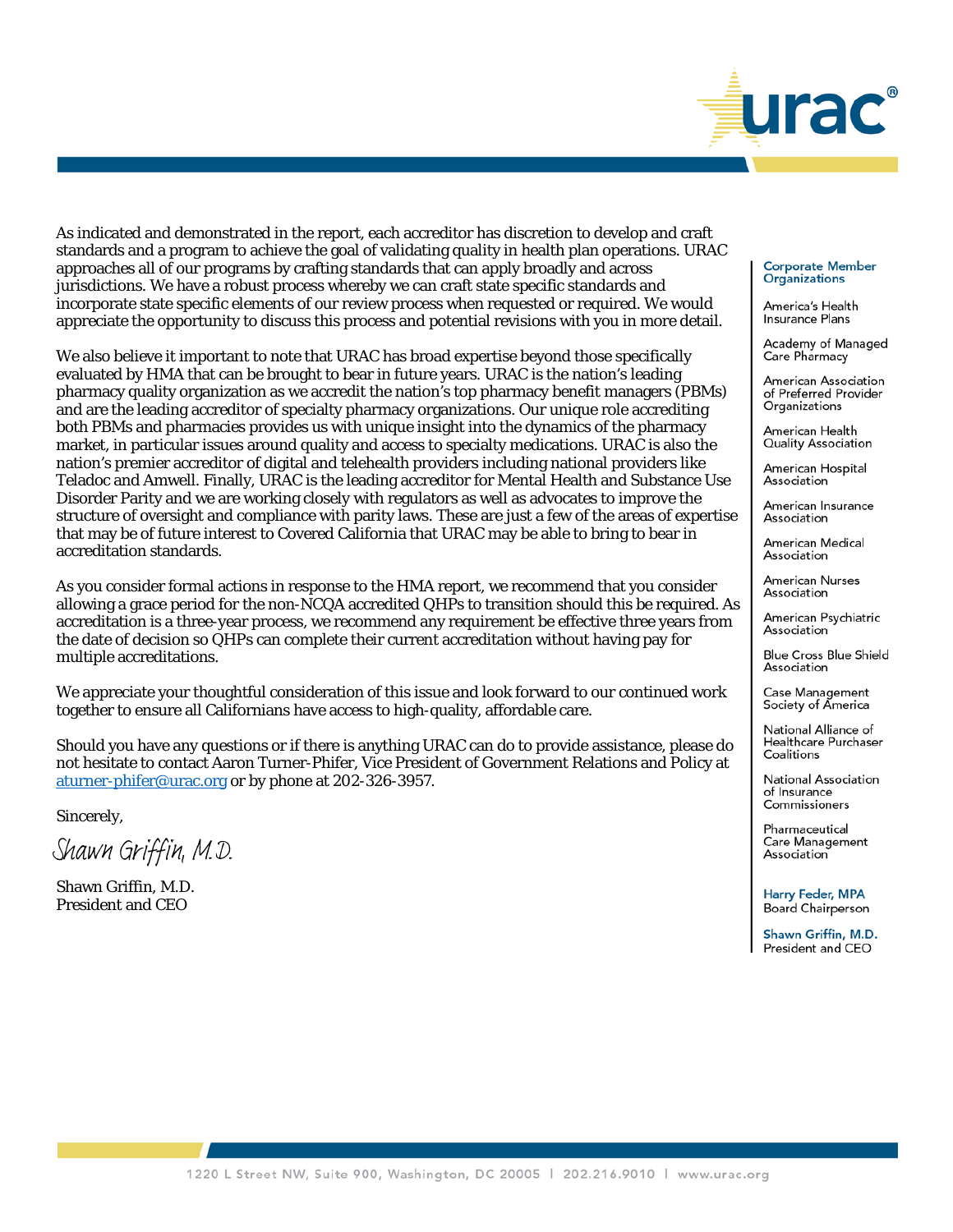As indicated and demonstrated in the report, each accreditor has discretion to develop and craft standards and a program to achieve the goal of validating quality in health plan operations. URAC approaches all of our programs by crafting standards that can apply broadly and across jurisdictions. We have a robust process whereby we can craft state specific standards and incorporate state specific elements of our review process when requested or required. We would appreciate the opportunity to discuss this process and potential revisions with you in more detail.

We also believe it important to note that URAC has broad expertise beyond those specifically evaluated by HMA that can be brought to bear in future years. URAC is the nation's leading pharmacy quality organization as we accredit the nation's top pharmacy benefit managers (PBMs) and are the leading accreditor of specialty pharmacy organizations. Our unique role accrediting both PBMs and pharmacies provides us with unique insight into the dynamics of the pharmacy market, in particular issues around quality and access to specialty medications. URAC is also the nation's premier accreditor of digital and telehealth providers including national providers like Teladoc and Amwell. Finally, URAC is the leading accreditor for Mental Health and Substance Use Disorder Parity and we are working closely with regulators as well as advocates to improve the structure of oversight and compliance with parity laws. These are just a few of the areas of expertise that may be of future interest to Covered California that URAC may be able to bring to bear in accreditation standards.

As you consider formal actions in response to the HMA report, we recommend that you consider allowing a grace period for the non-NCQA accredited QHPs to transition should this be required. As accreditation is a three-year process, we recommend any requirement be effective three years from the date of decision so QHPs can complete their current accreditation without having pay for multiple accreditations.

We appreciate your thoughtful consideration of this issue and look forward to our continued work together to ensure all Californians have access to high-quality, affordable care.

Should you have any questions or if there is anything URAC can do to provide assistance, please do not hesitate to contact Aaron Turner-Phifer, Vice President of Government Relations and Policy at aturner-phifer@urac.org or by phone at 202-326-3957.

Sincerely,

*Shawn Griffin, M.D.*

Shawn Griffin, M.D.
President and CEO

**Corporate Member Organizations**

America's Health Insurance Plans

Academy of Managed Care Pharmacy

American Association of Preferred Provider Organizations

American Health Quality Association

American Hospital Association

American Insurance Association

American Medical Association

American Nurses Association

American Psychiatric Association

Blue Cross Blue Shield Association

Case Management Society of America

National Alliance of Healthcare Purchaser Coalitions

National Association of Insurance Commissioners

Pharmaceutical Care Management Association

**Harry Feder, MPA**
Board Chairperson

**Shawn Griffin, M.D.**
President and CEO

1220 L Street NW, Suite 900, Washington, DC 20005 | 202.216.9010 | www.urac.org